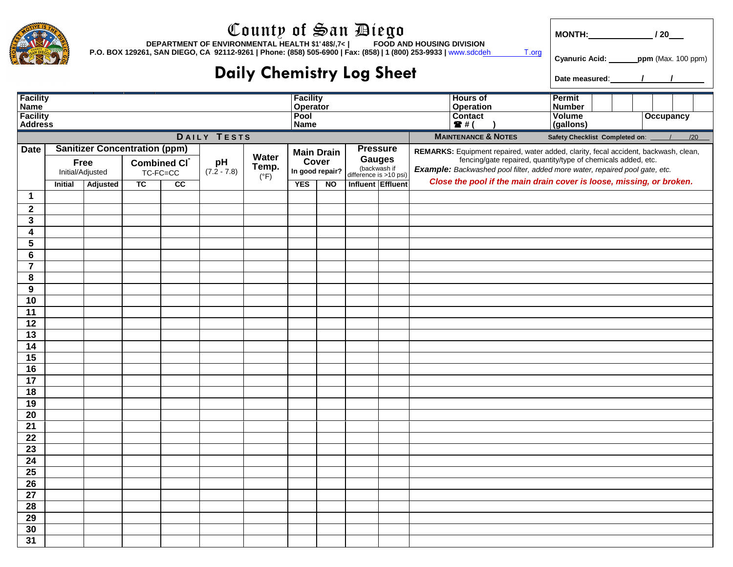# County of San Diego

**DEPARTMENT OF ENVIRONMENTAL HEALTH $1'48$/,7< | FOOD AND HOUSING DIVISION**
**P.O. BOX 129261, SAN DIEGO, CA 92112-9261 | Phone: (858) 505-6900 | Fax: (858) | 1 (800) 253-9933 |** www.sdcdeh T.org

## Daily Chemistry Log Sheet

**MONTH:** ______________ **/ 20**___

**Cyanuric Acid:** _______ **ppm** (Max. 100 ppm)

**Date measured:** _______ / _______ / _______

| **Facility Name** | | **Facility Operator** | | **Hours of Operation** | | **Permit Number** | |
|---|---|---|---|---|---|---|---|
| **Facility Address** | | **Pool Name** | | **Contact ☎ # ( )** | | **Volume (gallons)** | **Occupancy** |

**DAILY TESTS** | **MAINTENANCE & NOTES** | **Safety Checklist Completed on:** ____ / ____ /20____

| Date | Sanitizer Concentration (ppm) | | | | pH (7.2 - 7.8) | Water Temp. (°F) | Main Drain Cover In good repair? | | Pressure Gauges (backwash if difference is >10 psi) | | **REMARKS:** Equipment repaired, water added, clarity, fecal accident, backwash, clean, fencing/gate repaired, quantity/type of chemicals added, etc. ***Example:*** *Backwashed pool filter, added more water, repaired pool gate, etc.* **Close the pool if the main drain cover is loose, missing, or broken.** |
|---|---|---|---|---|---|---|---|---|---|---|---|
| | Free Initial/Adjusted | | Combined Cl⁻ TC-FC=CC | | | | | | | | |
| | Initial | Adjusted | TC | CC | | | YES | NO | Influent | Effluent | |
| 1 | | | | | | | | | | | |
| 2 | | | | | | | | | | | |
| 3 | | | | | | | | | | | |
| 4 | | | | | | | | | | | |
| 5 | | | | | | | | | | | |
| 6 | | | | | | | | | | | |
| 7 | | | | | | | | | | | |
| 8 | | | | | | | | | | | |
| 9 | | | | | | | | | | | |
| 10 | | | | | | | | | | | |
| 11 | | | | | | | | | | | |
| 12 | | | | | | | | | | | |
| 13 | | | | | | | | | | | |
| 14 | | | | | | | | | | | |
| 15 | | | | | | | | | | | |
| 16 | | | | | | | | | | | |
| 17 | | | | | | | | | | | |
| 18 | | | | | | | | | | | |
| 19 | | | | | | | | | | | |
| 20 | | | | | | | | | | | |
| 21 | | | | | | | | | | | |
| 22 | | | | | | | | | | | |
| 23 | | | | | | | | | | | |
| 24 | | | | | | | | | | | |
| 25 | | | | | | | | | | | |
| 26 | | | | | | | | | | | |
| 27 | | | | | | | | | | | |
| 28 | | | | | | | | | | | |
| 29 | | | | | | | | | | | |
| 30 | | | | | | | | | | | |
| 31 | | | | | | | | | | | |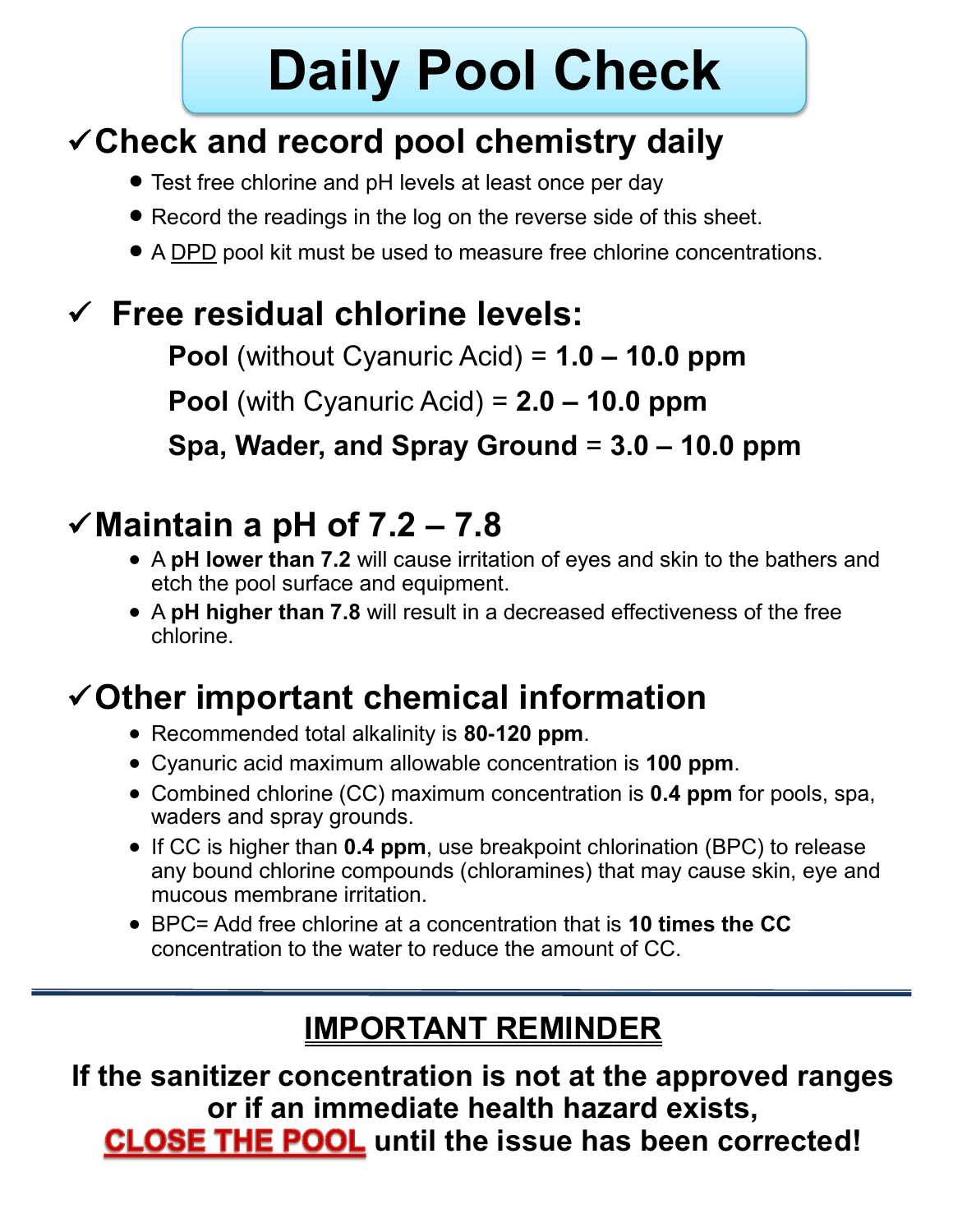# Daily Pool Check

## ✓Check and record pool chemistry daily

- Test free chlorine and pH levels at least once per day
- Record the readings in the log on the reverse side of this sheet.
- A DPD pool kit must be used to measure free chlorine concentrations.

## ✓ Free residual chlorine levels:

**Pool** (without Cyanuric Acid) = **1.0 – 10.0 ppm**

**Pool** (with Cyanuric Acid) = **2.0 – 10.0 ppm**

**Spa, Wader, and Spray Ground** = **3.0 – 10.0 ppm**

## ✓Maintain a pH of 7.2 – 7.8

- A **pH lower than 7.2** will cause irritation of eyes and skin to the bathers and etch the pool surface and equipment.
- A **pH higher than 7.8** will result in a decreased effectiveness of the free chlorine.

## ✓Other important chemical information

- Recommended total alkalinity is **80-120 ppm**.
- Cyanuric acid maximum allowable concentration is **100 ppm**.
- Combined chlorine (CC) maximum concentration is **0.4 ppm** for pools, spa, waders and spray grounds.
- If CC is higher than **0.4 ppm**, use breakpoint chlorination (BPC) to release any bound chlorine compounds (chloramines) that may cause skin, eye and mucous membrane irritation.
- BPC= Add free chlorine at a concentration that is **10 times the CC** concentration to the water to reduce the amount of CC.

---

## IMPORTANT REMINDER

**If the sanitizer concentration is not at the approved ranges or if an immediate health hazard exists, CLOSE THE POOL until the issue has been corrected!**